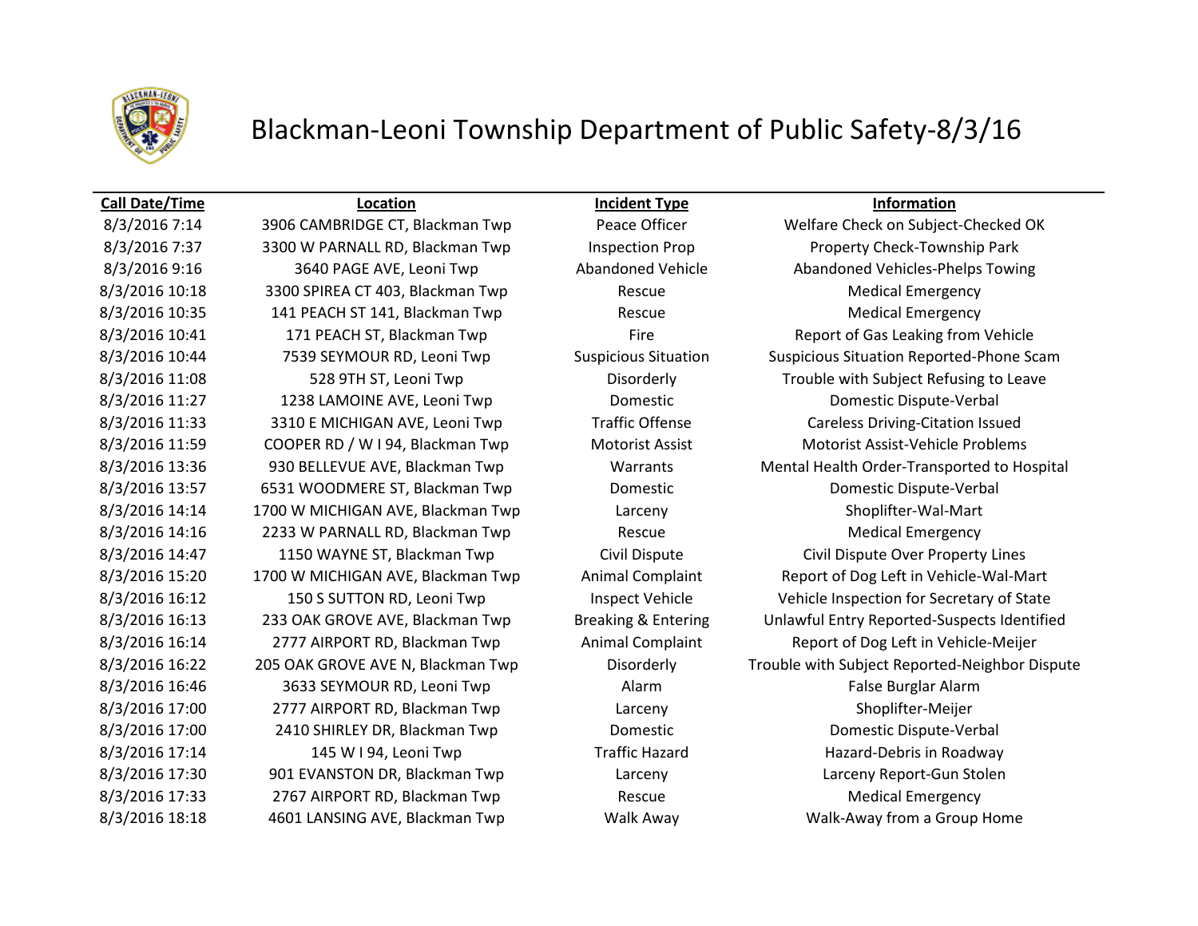# Blackman-Leoni Township Department of Public Safety-8/3/16

| Call Date/Time | Location | Incident Type | Information |
|---|---|---|---|
| 8/3/2016 7:14 | 3906 CAMBRIDGE CT, Blackman Twp | Peace Officer | Welfare Check on Subject-Checked OK |
| 8/3/2016 7:37 | 3300 W PARNALL RD, Blackman Twp | Inspection Prop | Property Check-Township Park |
| 8/3/2016 9:16 | 3640 PAGE AVE, Leoni Twp | Abandoned Vehicle | Abandoned Vehicles-Phelps Towing |
| 8/3/2016 10:18 | 3300 SPIREA CT 403, Blackman Twp | Rescue | Medical Emergency |
| 8/3/2016 10:35 | 141 PEACH ST 141, Blackman Twp | Rescue | Medical Emergency |
| 8/3/2016 10:41 | 171 PEACH ST, Blackman Twp | Fire | Report of Gas Leaking from Vehicle |
| 8/3/2016 10:44 | 7539 SEYMOUR RD, Leoni Twp | Suspicious Situation | Suspicious Situation Reported-Phone Scam |
| 8/3/2016 11:08 | 528 9TH ST, Leoni Twp | Disorderly | Trouble with Subject Refusing to Leave |
| 8/3/2016 11:27 | 1238 LAMOINE AVE, Leoni Twp | Domestic | Domestic Dispute-Verbal |
| 8/3/2016 11:33 | 3310 E MICHIGAN AVE, Leoni Twp | Traffic Offense | Careless Driving-Citation Issued |
| 8/3/2016 11:59 | COOPER RD / W I 94, Blackman Twp | Motorist Assist | Motorist Assist-Vehicle Problems |
| 8/3/2016 13:36 | 930 BELLEVUE AVE, Blackman Twp | Warrants | Mental Health Order-Transported to Hospital |
| 8/3/2016 13:57 | 6531 WOODMERE ST, Blackman Twp | Domestic | Domestic Dispute-Verbal |
| 8/3/2016 14:14 | 1700 W MICHIGAN AVE, Blackman Twp | Larceny | Shoplifter-Wal-Mart |
| 8/3/2016 14:16 | 2233 W PARNALL RD, Blackman Twp | Rescue | Medical Emergency |
| 8/3/2016 14:47 | 1150 WAYNE ST, Blackman Twp | Civil Dispute | Civil Dispute Over Property Lines |
| 8/3/2016 15:20 | 1700 W MICHIGAN AVE, Blackman Twp | Animal Complaint | Report of Dog Left in Vehicle-Wal-Mart |
| 8/3/2016 16:12 | 150 S SUTTON RD, Leoni Twp | Inspect Vehicle | Vehicle Inspection for Secretary of State |
| 8/3/2016 16:13 | 233 OAK GROVE AVE, Blackman Twp | Breaking & Entering | Unlawful Entry Reported-Suspects Identified |
| 8/3/2016 16:14 | 2777 AIRPORT RD, Blackman Twp | Animal Complaint | Report of Dog Left in Vehicle-Meijer |
| 8/3/2016 16:22 | 205 OAK GROVE AVE N, Blackman Twp | Disorderly | Trouble with Subject Reported-Neighbor Dispute |
| 8/3/2016 16:46 | 3633 SEYMOUR RD, Leoni Twp | Alarm | False Burglar Alarm |
| 8/3/2016 17:00 | 2777 AIRPORT RD, Blackman Twp | Larceny | Shoplifter-Meijer |
| 8/3/2016 17:00 | 2410 SHIRLEY DR, Blackman Twp | Domestic | Domestic Dispute-Verbal |
| 8/3/2016 17:14 | 145 W I 94, Leoni Twp | Traffic Hazard | Hazard-Debris in Roadway |
| 8/3/2016 17:30 | 901 EVANSTON DR, Blackman Twp | Larceny | Larceny Report-Gun Stolen |
| 8/3/2016 17:33 | 2767 AIRPORT RD, Blackman Twp | Rescue | Medical Emergency |
| 8/3/2016 18:18 | 4601 LANSING AVE, Blackman Twp | Walk Away | Walk-Away from a Group Home |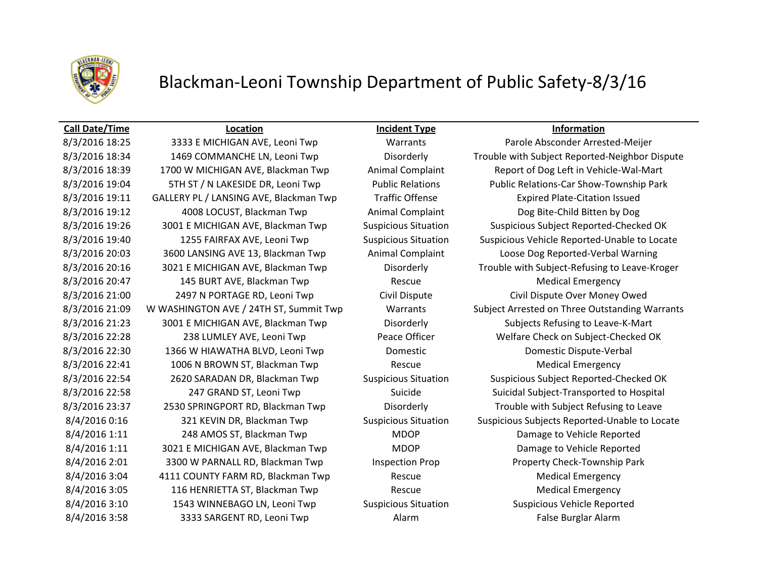# Blackman-Leoni Township Department of Public Safety-8/3/16

| Call Date/Time | Location | Incident Type | Information |
|---|---|---|---|
| 8/3/2016 18:25 | 3333 E MICHIGAN AVE, Leoni Twp | Warrants | Parole Absconder Arrested-Meijer |
| 8/3/2016 18:34 | 1469 COMMANCHE LN, Leoni Twp | Disorderly | Trouble with Subject Reported-Neighbor Dispute |
| 8/3/2016 18:39 | 1700 W MICHIGAN AVE, Blackman Twp | Animal Complaint | Report of Dog Left in Vehicle-Wal-Mart |
| 8/3/2016 19:04 | 5TH ST / N LAKESIDE DR, Leoni Twp | Public Relations | Public Relations-Car Show-Township Park |
| 8/3/2016 19:11 | GALLERY PL / LANSING AVE, Blackman Twp | Traffic Offense | Expired Plate-Citation Issued |
| 8/3/2016 19:12 | 4008 LOCUST, Blackman Twp | Animal Complaint | Dog Bite-Child Bitten by Dog |
| 8/3/2016 19:26 | 3001 E MICHIGAN AVE, Blackman Twp | Suspicious Situation | Suspicious Subject Reported-Checked OK |
| 8/3/2016 19:40 | 1255 FAIRFAX AVE, Leoni Twp | Suspicious Situation | Suspicious Vehicle Reported-Unable to Locate |
| 8/3/2016 20:03 | 3600 LANSING AVE 13, Blackman Twp | Animal Complaint | Loose Dog Reported-Verbal Warning |
| 8/3/2016 20:16 | 3021 E MICHIGAN AVE, Blackman Twp | Disorderly | Trouble with Subject-Refusing to Leave-Kroger |
| 8/3/2016 20:47 | 145 BURT AVE, Blackman Twp | Rescue | Medical Emergency |
| 8/3/2016 21:00 | 2497 N PORTAGE RD, Leoni Twp | Civil Dispute | Civil Dispute Over Money Owed |
| 8/3/2016 21:09 | W WASHINGTON AVE / 24TH ST, Summit Twp | Warrants | Subject Arrested on Three Outstanding Warrants |
| 8/3/2016 21:23 | 3001 E MICHIGAN AVE, Blackman Twp | Disorderly | Subjects Refusing to Leave-K-Mart |
| 8/3/2016 22:28 | 238 LUMLEY AVE, Leoni Twp | Peace Officer | Welfare Check on Subject-Checked OK |
| 8/3/2016 22:30 | 1366 W HIAWATHA BLVD, Leoni Twp | Domestic | Domestic Dispute-Verbal |
| 8/3/2016 22:41 | 1006 N BROWN ST, Blackman Twp | Rescue | Medical Emergency |
| 8/3/2016 22:54 | 2620 SARADAN DR, Blackman Twp | Suspicious Situation | Suspicious Subject Reported-Checked OK |
| 8/3/2016 22:58 | 247 GRAND ST, Leoni Twp | Suicide | Suicidal Subject-Transported to Hospital |
| 8/3/2016 23:37 | 2530 SPRINGPORT RD, Blackman Twp | Disorderly | Trouble with Subject Refusing to Leave |
| 8/4/2016 0:16 | 321 KEVIN DR, Blackman Twp | Suspicious Situation | Suspicious Subjects Reported-Unable to Locate |
| 8/4/2016 1:11 | 248 AMOS ST, Blackman Twp | MDOP | Damage to Vehicle Reported |
| 8/4/2016 1:11 | 3021 E MICHIGAN AVE, Blackman Twp | MDOP | Damage to Vehicle Reported |
| 8/4/2016 2:01 | 3300 W PARNALL RD, Blackman Twp | Inspection Prop | Property Check-Township Park |
| 8/4/2016 3:04 | 4111 COUNTY FARM RD, Blackman Twp | Rescue | Medical Emergency |
| 8/4/2016 3:05 | 116 HENRIETTA ST, Blackman Twp | Rescue | Medical Emergency |
| 8/4/2016 3:10 | 1543 WINNEBAGO LN, Leoni Twp | Suspicious Situation | Suspicious Vehicle Reported |
| 8/4/2016 3:58 | 3333 SARGENT RD, Leoni Twp | Alarm | False Burglar Alarm |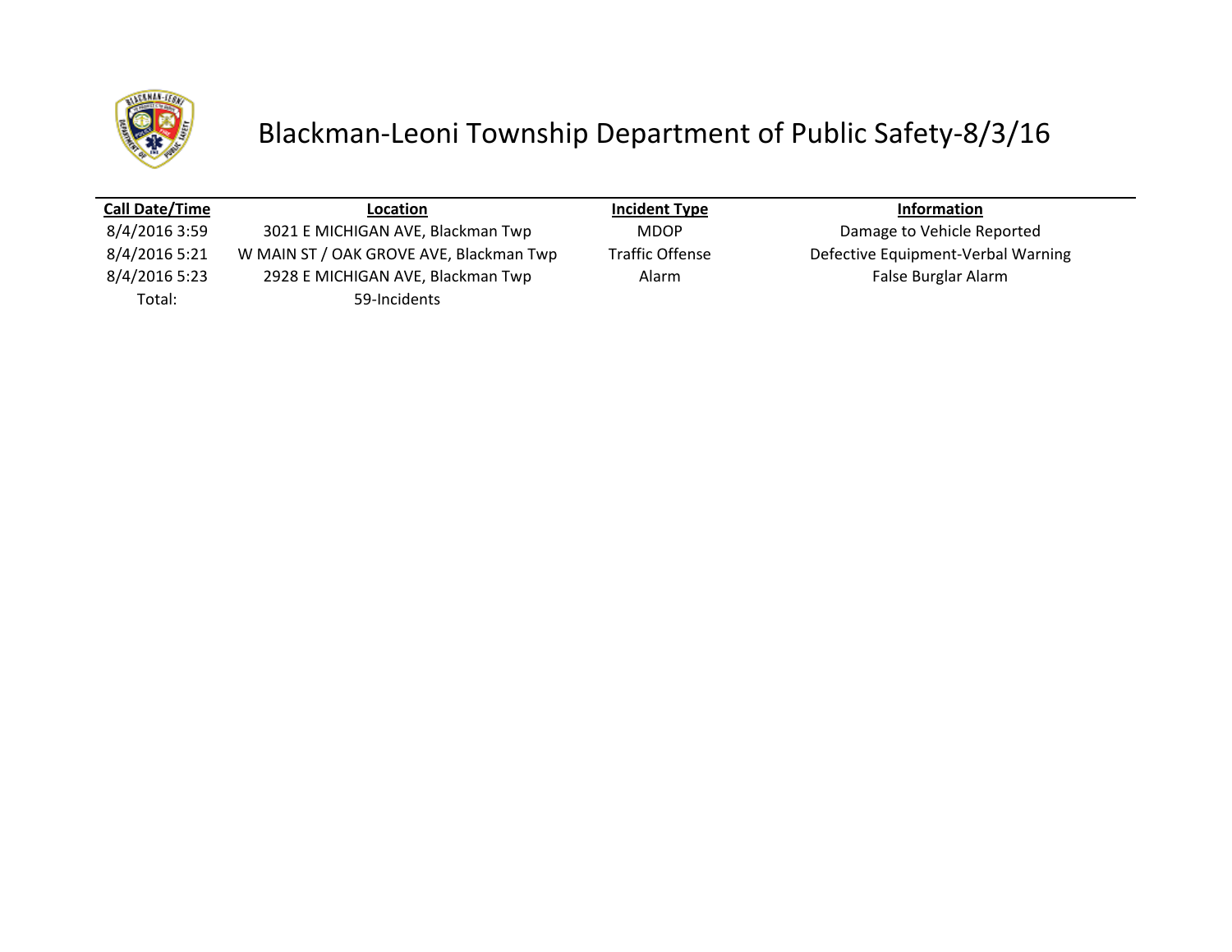# Blackman-Leoni Township Department of Public Safety-8/3/16

| Call Date/Time | Location | Incident Type | Information |
|---|---|---|---|
| 8/4/2016 3:59 | 3021 E MICHIGAN AVE, Blackman Twp | MDOP | Damage to Vehicle Reported |
| 8/4/2016 5:21 | W MAIN ST / OAK GROVE AVE, Blackman Twp | Traffic Offense | Defective Equipment-Verbal Warning |
| 8/4/2016 5:23 | 2928 E MICHIGAN AVE, Blackman Twp | Alarm | False Burglar Alarm |
| Total: | 59-Incidents | | |